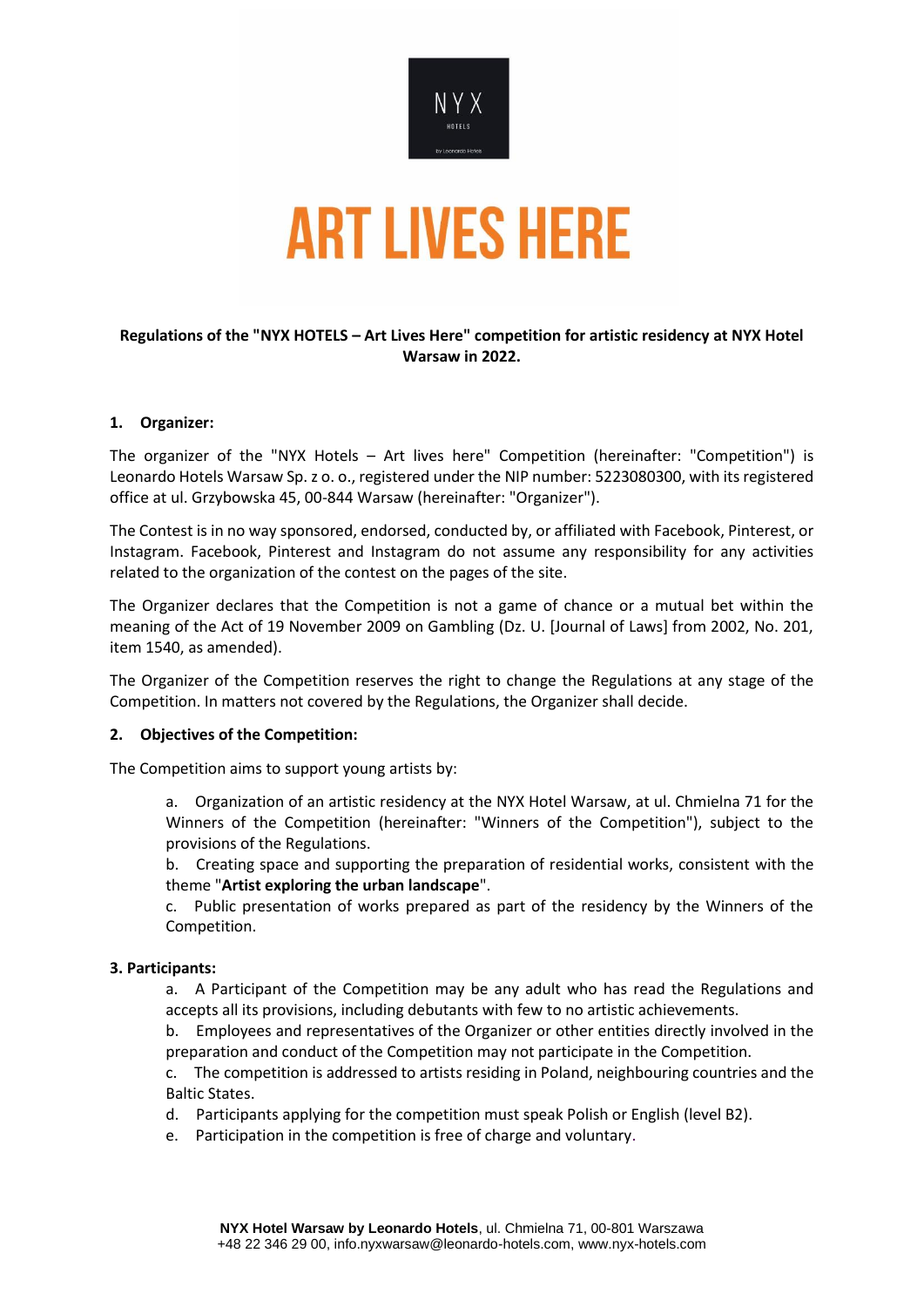# ART LIVES HERE

**Regulations of the "NYX HOTELS – Art Lives Here" competition for artistic residency at NYX Hotel Warsaw in 2022.**

## 1. Organizer:

The organizer of the "NYX Hotels – Art lives here" Competition (hereinafter: "Competition") is Leonardo Hotels Warsaw Sp. z o. o., registered under the NIP number: 5223080300, with its registered office at ul. Grzybowska 45, 00-844 Warsaw (hereinafter: "Organizer").

The Contest is in no way sponsored, endorsed, conducted by, or affiliated with Facebook, Pinterest, or Instagram. Facebook, Pinterest and Instagram do not assume any responsibility for any activities related to the organization of the contest on the pages of the site.

The Organizer declares that the Competition is not a game of chance or a mutual bet within the meaning of the Act of 19 November 2009 on Gambling (Dz. U. [Journal of Laws] from 2002, No. 201, item 1540, as amended).

The Organizer of the Competition reserves the right to change the Regulations at any stage of the Competition. In matters not covered by the Regulations, the Organizer shall decide.

## 2. Objectives of the Competition:

The Competition aims to support young artists by:

a. Organization of an artistic residency at the NYX Hotel Warsaw, at ul. Chmielna 71 for the Winners of the Competition (hereinafter: "Winners of the Competition"), subject to the provisions of the Regulations.

b. Creating space and supporting the preparation of residential works, consistent with the theme "**Artist exploring the urban landscape**".

c. Public presentation of works prepared as part of the residency by the Winners of the Competition.

## 3. Participants:

a. A Participant of the Competition may be any adult who has read the Regulations and accepts all its provisions, including debutants with few to no artistic achievements.

b. Employees and representatives of the Organizer or other entities directly involved in the preparation and conduct of the Competition may not participate in the Competition.

c. The competition is addressed to artists residing in Poland, neighbouring countries and the Baltic States.

d. Participants applying for the competition must speak Polish or English (level B2).

e. Participation in the competition is free of charge and voluntary.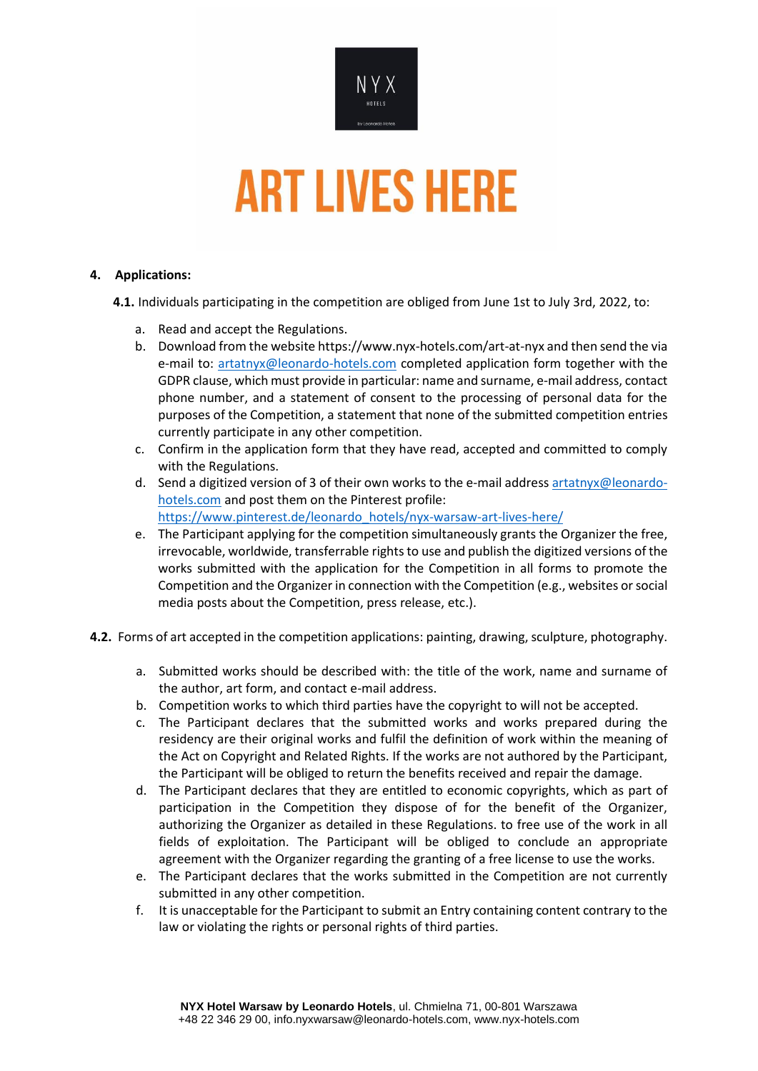# ART LIVES HERE

## 4. Applications:

**4.1.** Individuals participating in the competition are obliged from June 1st to July 3rd, 2022, to:

a. Read and accept the Regulations.

b. Download from the website https://www.nyx-hotels.com/art-at-nyx and then send the via e-mail to: artatnyx@leonardo-hotels.com completed application form together with the GDPR clause, which must provide in particular: name and surname, e-mail address, contact phone number, and a statement of consent to the processing of personal data for the purposes of the Competition, a statement that none of the submitted competition entries currently participate in any other competition.

c. Confirm in the application form that they have read, accepted and committed to comply with the Regulations.

d. Send a digitized version of 3 of their own works to the e-mail address artatnyx@leonardo-hotels.com and post them on the Pinterest profile: https://www.pinterest.de/leonardo_hotels/nyx-warsaw-art-lives-here/

e. The Participant applying for the competition simultaneously grants the Organizer the free, irrevocable, worldwide, transferrable rights to use and publish the digitized versions of the works submitted with the application for the Competition in all forms to promote the Competition and the Organizer in connection with the Competition (e.g., websites or social media posts about the Competition, press release, etc.).

**4.2.** Forms of art accepted in the competition applications: painting, drawing, sculpture, photography.

a. Submitted works should be described with: the title of the work, name and surname of the author, art form, and contact e-mail address.

b. Competition works to which third parties have the copyright to will not be accepted.

c. The Participant declares that the submitted works and works prepared during the residency are their original works and fulfil the definition of work within the meaning of the Act on Copyright and Related Rights. If the works are not authored by the Participant, the Participant will be obliged to return the benefits received and repair the damage.

d. The Participant declares that they are entitled to economic copyrights, which as part of participation in the Competition they dispose of for the benefit of the Organizer, authorizing the Organizer as detailed in these Regulations. to free use of the work in all fields of exploitation. The Participant will be obliged to conclude an appropriate agreement with the Organizer regarding the granting of a free license to use the works.

e. The Participant declares that the works submitted in the Competition are not currently submitted in any other competition.

f. It is unacceptable for the Participant to submit an Entry containing content contrary to the law or violating the rights or personal rights of third parties.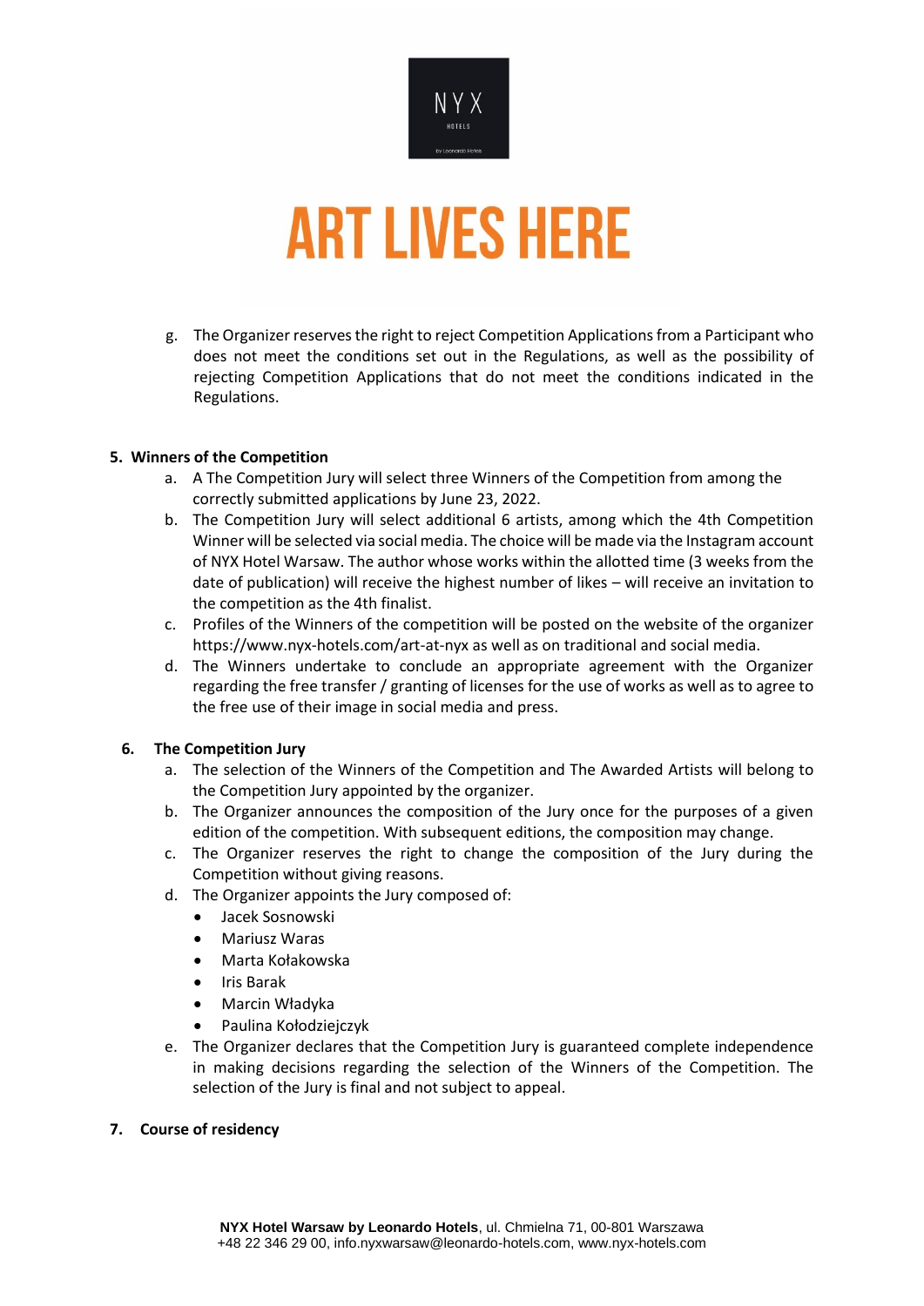g. The Organizer reserves the right to reject Competition Applications from a Participant who does not meet the conditions set out in the Regulations, as well as the possibility of rejecting Competition Applications that do not meet the conditions indicated in the Regulations.

**5. Winners of the Competition**

a. A The Competition Jury will select three Winners of the Competition from among the correctly submitted applications by June 23, 2022.

b. The Competition Jury will select additional 6 artists, among which the 4th Competition Winner will be selected via social media. The choice will be made via the Instagram account of NYX Hotel Warsaw. The author whose works within the allotted time (3 weeks from the date of publication) will receive the highest number of likes – will receive an invitation to the competition as the 4th finalist.

c. Profiles of the Winners of the competition will be posted on the website of the organizer https://www.nyx-hotels.com/art-at-nyx as well as on traditional and social media.

d. The Winners undertake to conclude an appropriate agreement with the Organizer regarding the free transfer / granting of licenses for the use of works as well as to agree to the free use of their image in social media and press.

**6. The Competition Jury**

a. The selection of the Winners of the Competition and The Awarded Artists will belong to the Competition Jury appointed by the organizer.

b. The Organizer announces the composition of the Jury once for the purposes of a given edition of the competition. With subsequent editions, the composition may change.

c. The Organizer reserves the right to change the composition of the Jury during the Competition without giving reasons.

d. The Organizer appoints the Jury composed of:

- Jacek Sosnowski
- Mariusz Waras
- Marta Kołakowska
- Iris Barak
- Marcin Władyka
- Paulina Kołodziejczyk

e. The Organizer declares that the Competition Jury is guaranteed complete independence in making decisions regarding the selection of the Winners of the Competition. The selection of the Jury is final and not subject to appeal.

**7. Course of residency**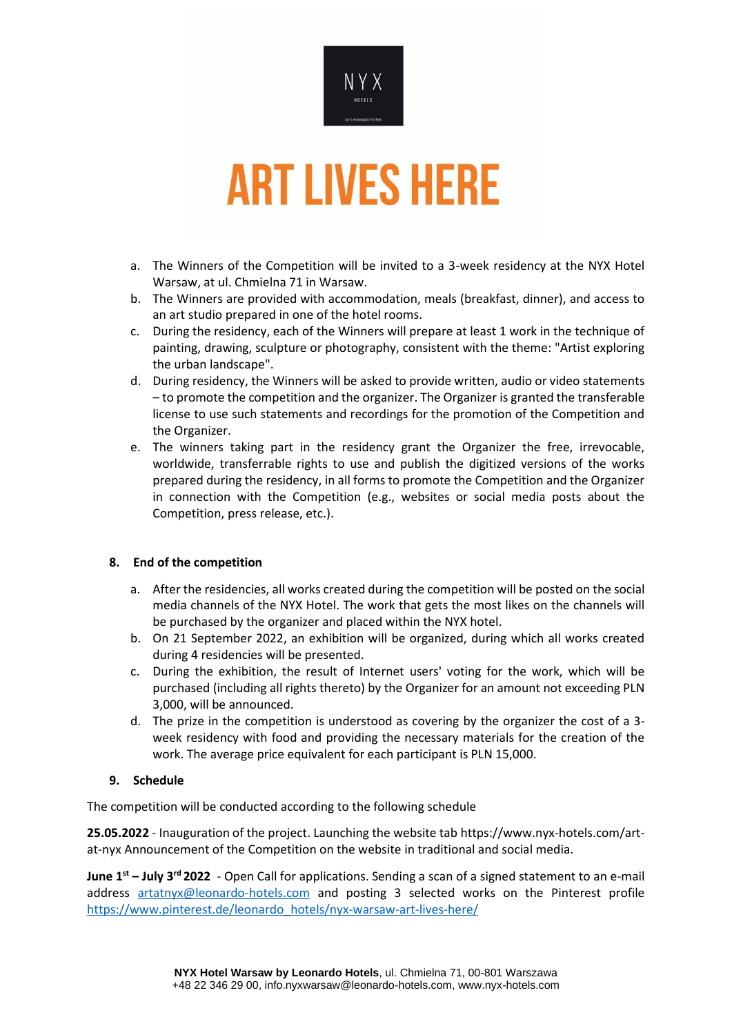a. The Winners of the Competition will be invited to a 3-week residency at the NYX Hotel Warsaw, at ul. Chmielna 71 in Warsaw.
b. The Winners are provided with accommodation, meals (breakfast, dinner), and access to an art studio prepared in one of the hotel rooms.
c. During the residency, each of the Winners will prepare at least 1 work in the technique of painting, drawing, sculpture or photography, consistent with the theme: "Artist exploring the urban landscape".
d. During residency, the Winners will be asked to provide written, audio or video statements – to promote the competition and the organizer. The Organizer is granted the transferable license to use such statements and recordings for the promotion of the Competition and the Organizer.
e. The winners taking part in the residency grant the Organizer the free, irrevocable, worldwide, transferrable rights to use and publish the digitized versions of the works prepared during the residency, in all forms to promote the Competition and the Organizer in connection with the Competition (e.g., websites or social media posts about the Competition, press release, etc.).

## 8. End of the competition

a. After the residencies, all works created during the competition will be posted on the social media channels of the NYX Hotel. The work that gets the most likes on the channels will be purchased by the organizer and placed within the NYX hotel.
b. On 21 September 2022, an exhibition will be organized, during which all works created during 4 residencies will be presented.
c. During the exhibition, the result of Internet users' voting for the work, which will be purchased (including all rights thereto) by the Organizer for an amount not exceeding PLN 3,000, will be announced.
d. The prize in the competition is understood as covering by the organizer the cost of a 3-week residency with food and providing the necessary materials for the creation of the work. The average price equivalent for each participant is PLN 15,000.

## 9. Schedule

The competition will be conducted according to the following schedule

**25.05.2022** - Inauguration of the project. Launching the website tab https://www.nyx-hotels.com/art-at-nyx Announcement of the Competition on the website in traditional and social media.

**June 1st – July 3rd 2022** - Open Call for applications. Sending a scan of a signed statement to an e-mail address artatnyx@leonardo-hotels.com and posting 3 selected works on the Pinterest profile https://www.pinterest.de/leonardo_hotels/nyx-warsaw-art-lives-here/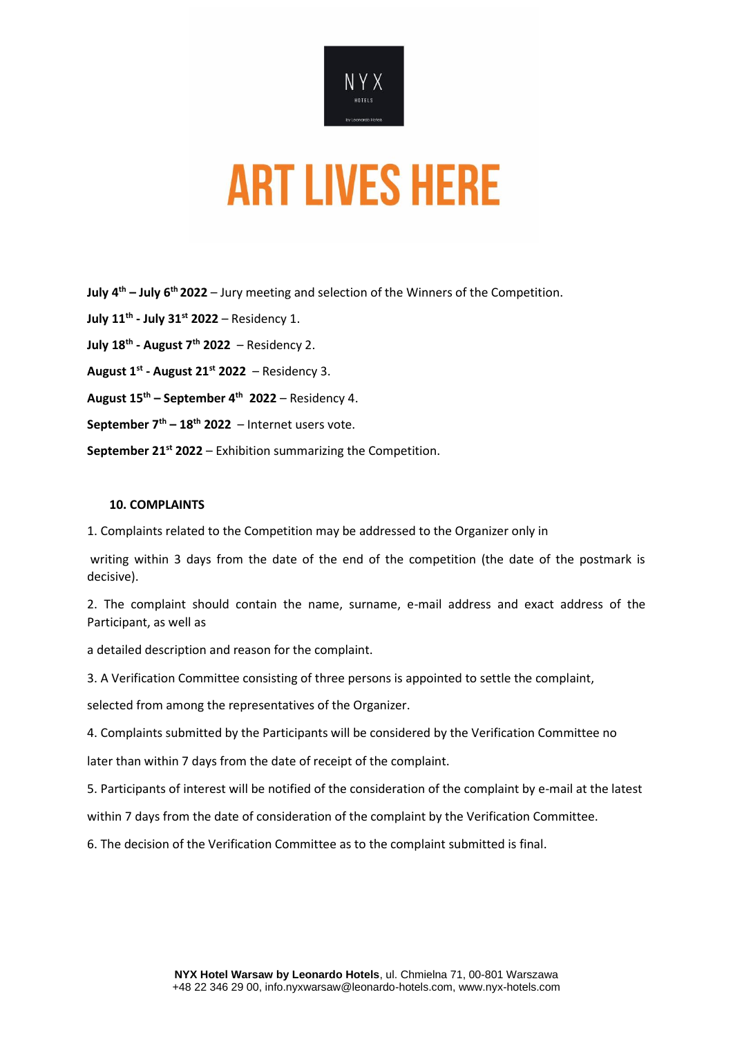NYX HOTELS by Leonardo Hotels

# ART LIVES HERE

**July 4th – July 6th 2022** – Jury meeting and selection of the Winners of the Competition.

**July 11th - July 31st 2022** – Residency 1.

**July 18th - August 7th 2022** – Residency 2.

**August 1st - August 21st 2022** – Residency 3.

**August 15th – September 4th 2022** – Residency 4.

**September 7th – 18th 2022** – Internet users vote.

**September 21st 2022** – Exhibition summarizing the Competition.

## 10. COMPLAINTS

1. Complaints related to the Competition may be addressed to the Organizer only in writing within 3 days from the date of the end of the competition (the date of the postmark is decisive).

2. The complaint should contain the name, surname, e-mail address and exact address of the Participant, as well as a detailed description and reason for the complaint.

3. A Verification Committee consisting of three persons is appointed to settle the complaint, selected from among the representatives of the Organizer.

4. Complaints submitted by the Participants will be considered by the Verification Committee no later than within 7 days from the date of receipt of the complaint.

5. Participants of interest will be notified of the consideration of the complaint by e-mail at the latest within 7 days from the date of consideration of the complaint by the Verification Committee.

6. The decision of the Verification Committee as to the complaint submitted is final.

**NYX Hotel Warsaw by Leonardo Hotels**, ul. Chmielna 71, 00-801 Warszawa
+48 22 346 29 00, info.nyxwarsaw@leonardo-hotels.com, www.nyx-hotels.com